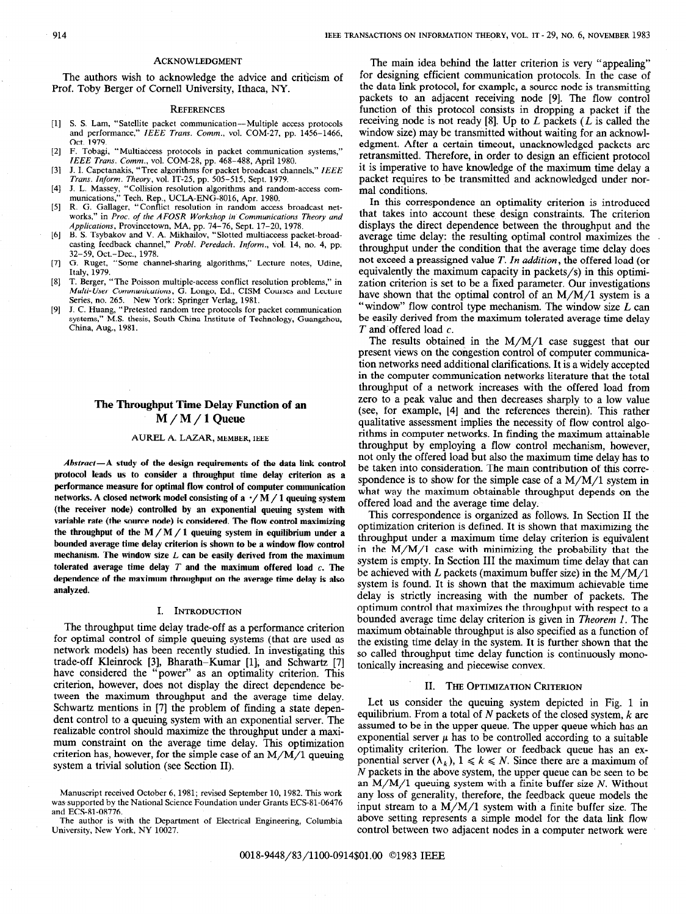## ACKNOWLEDGMENT

The authors wish to acknowledge the advice and criticism of Prof. Toby Berger of Cornell University, Ithaca, NY.

## REFERENCES

[1] S. S. Lam, "Satellite packet communication—Multiple access protocols and performance," *IEEE Trans. Comm.*, vol. COM-27, pp. 1456–1466, Oct. 1979.

[2] F. Tobagi, "Multiaccess protocols in packet communication systems," *IEEE Trans. Comm.*, vol. COM-28, pp. 468–488, April 1980.

[3] J. I. Capetanakis, "Tree algorithms for packet broadcast channels," *IEEE Trans. Inform. Theory*, vol. IT-25, pp. 505–515, Sept. 1979.

[4] J. L. Massey, "Collision resolution algorithms and random-access communications," Tech. Rep., UCLA-ENG-8016, Apr. 1980.

[5] R. G. Gallager, "Conflict resolution in random access broadcast networks," in *Proc. of the AFOSR Workshop in Communications Theory and Applications*, Provincetown, MA, pp. 74–76, Sept. 17–20, 1978.

[6] B. S. Tsybakov and V. A. Mikhailov, "Slotted multiaccess packet-broadcasting feedback channel," *Probl. Peredach. Inform.*, vol. 14, no. 4, pp. 32–59, Oct.–Dec., 1978.

[7] G. Ruget, "Some channel-sharing algorithms," Lecture notes, Udine, Italy, 1979.

[8] T. Berger, "The Poisson multiple-access conflict resolution problems," in *Multi-User Communications*, G. Longo, Ed., CISM Courses and Lecture Series, no. 265. New York: Springer Verlag, 1981.

[9] J. C. Huang, "Pretested random tree protocols for packet communication systems," M.S. thesis, South China Institute of Technology, Guangzhou, China, Aug., 1981.

# The Throughput Time Delay Function of an M/M/1 Queue

AUREL A. LAZAR, MEMBER, IEEE

***Abstract*—A study of the design requirements of the data link control protocol leads us to consider a throughput time delay criterion as a performance measure for optimal flow control of computer communication networks. A closed network model consisting of a $\cdot/M/1$ queuing system (the receiver node) controlled by an exponential queuing system with variable rate (the source node) is considered. The flow control maximizing the throughput of the M/M/1 queuing system in equilibrium under a bounded average time delay criterion is shown to be a window flow control mechanism. The window size $L$ can be easily derived from the maximum tolerated average time delay $T$ and the maximum offered load $c$. The dependence of the maximum throughput on the average time delay is also analyzed.**

## I. INTRODUCTION

The throughput time delay trade-off as a performance criterion for optimal control of simple queuing systems (that are used as network models) has been recently studied. In investigating this trade-off Kleinrock [3], Bharath-Kumar [1], and Schwartz [7] have considered the "power" as an optimality criterion. This criterion, however, does not display the direct dependence between the maximum throughput and the average time delay. Schwartz mentions in [7] the problem of finding a state dependent control to a queuing system with an exponential server. The realizable control should maximize the throughput under a maximum constraint on the average time delay. This optimization criterion has, however, for the simple case of an M/M/1 queuing system a trivial solution (see Section II).

Manuscript received October 6, 1981; revised September 10, 1982. This work was supported by the National Science Foundation under Grants ECS-81-06476 and ECS-81-08776.

The author is with the Department of Electrical Engineering, Columbia University, New York, NY 10027.

The main idea behind the latter criterion is very "appealing" for designing efficient communication protocols. In the case of the data link protocol, for example, a source node is transmitting packets to an adjacent receiving node [9]. The flow control function of this protocol consists in dropping a packet if the receiving node is not ready [8]. Up to $L$ packets ($L$ is called the window size) may be transmitted without waiting for an acknowledgment. After a certain timeout, unacknowledged packets are retransmitted. Therefore, in order to design an efficient protocol it is imperative to have knowledge of the maximum time delay a packet requires to be transmitted and acknowledged under normal conditions.

In this correspondence an optimality criterion is introduced that takes into account these design constraints. The criterion displays the direct dependence between the throughput and the average time delay: the resulting optimal control maximizes the throughput under the condition that the average time delay does not exceed a preassigned value $T$. *In addition*, the offered load (or equivalently the maximum capacity in packets/s) in this optimization criterion is set to be a fixed parameter. Our investigations have shown that the optimal control of an M/M/1 system is a "window" flow control type mechanism. The window size $L$ can be easily derived from the maximum tolerated average time delay $T$ and offered load $c$.

The results obtained in the M/M/1 case suggest that our present views on the congestion control of computer communication networks need additional clarifications. It is a widely accepted in the computer communication networks literature that the total throughput of a network increases with the offered load from zero to a peak value and then decreases sharply to a low value (see, for example, [4] and the references therein). This rather qualitative assessment implies the necessity of flow control algorithms in computer networks. In finding the maximum attainable throughput by employing a flow control mechanism, however, not only the offered load but also the maximum time delay has to be taken into consideration. The main contribution of this correspondence is to show for the simple case of a M/M/1 system in what way the maximum obtainable throughput depends on the offered load and the average time delay.

This correspondence is organized as follows. In Section II the optimization criterion is defined. It is shown that maximizing the throughput under a maximum time delay criterion is equivalent in the M/M/1 case with minimizing the probability that the system is empty. In Section III the maximum time delay that can be achieved with $L$ packets (maximum buffer size) in the M/M/1 system is found. It is shown that the maximum achievable time delay is strictly increasing with the number of packets. The optimum control that maximizes the throughput with respect to a bounded average time delay criterion is given in *Theorem 1*. The maximum obtainable throughput is also specified as a function of the existing time delay in the system. It is further shown that the so called throughput time delay function is continuously monotonically increasing and piecewise convex.

## II. THE OPTIMIZATION CRITERION

Let us consider the queuing system depicted in Fig. 1 in equilibrium. From a total of $N$ packets of the closed system, $k$ are assumed to be in the upper queue. The upper queue which has an exponential server $\mu$ has to be controlled according to a suitable optimality criterion. The lower or feedback queue has an exponential server $(\lambda_k)$, $1 \leqslant k \leqslant N$. Since there are a maximum of $N$ packets in the above system, the upper queue can be seen to be an M/M/1 queuing system with a finite buffer size $N$. Without any loss of generality, therefore, the feedback queue models the input stream to a M/M/1 system with a finite buffer size. The above setting represents a simple model for the data link flow control between two adjacent nodes in a computer network were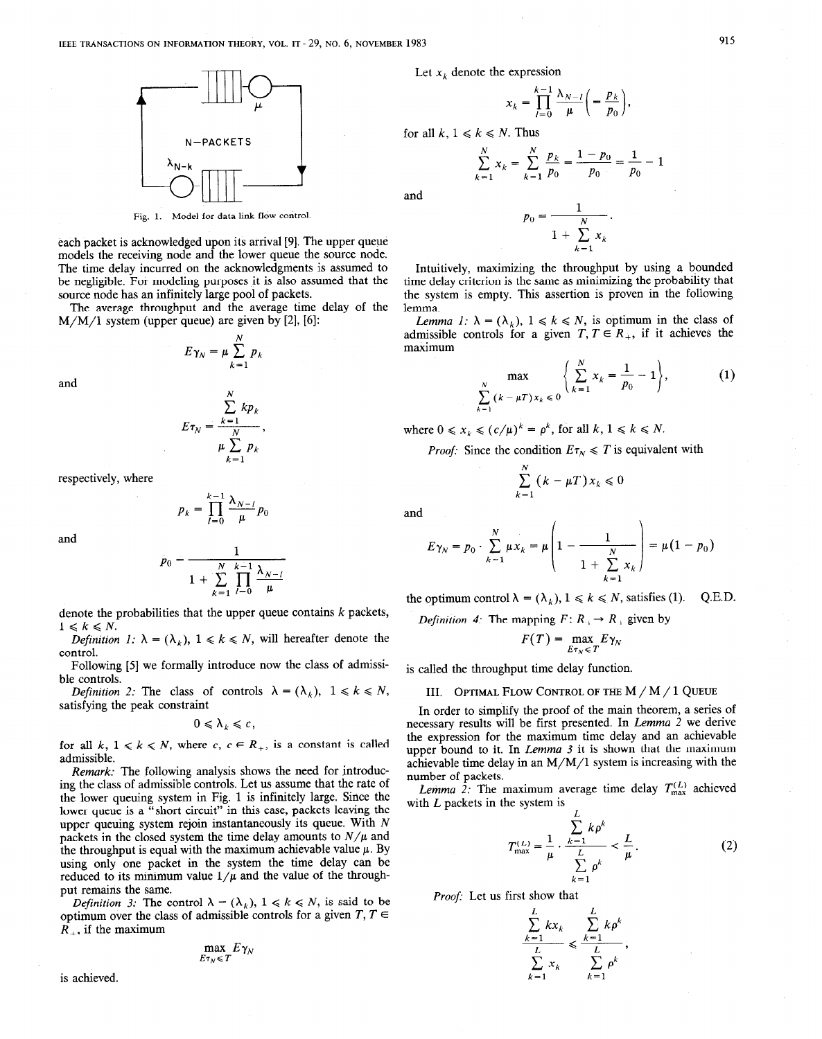Fig. 1. Model for data link flow control.

each packet is acknowledged upon its arrival [9]. The upper queue models the receiving node and the lower queue the source node. The time delay incurred on the acknowledgments is assumed to be negligible. For modeling purposes it is also assumed that the source node has an infinitely large pool of packets.

The average throughput and the average time delay of the M/M/1 system (upper queue) are given by [2], [6]:

$$E\gamma_N = \mu \sum_{k=1}^{N} p_k$$

and

$$E\tau_N = \frac{\sum_{k=1}^{N} k p_k}{\mu \sum_{k=1}^{N} p_k},$$

respectively, where

$$p_k = \prod_{l=0}^{k-1} \frac{\lambda_{N-l}}{\mu} p_0$$

and

$$p_0 = \frac{1}{1 + \sum_{k=1}^{N} \prod_{l=0}^{k-1} \frac{\lambda_{N-l}}{\mu}}$$

denote the probabilities that the upper queue contains $k$ packets, $1 \leqslant k \leqslant N$.

*Definition 1:* $\lambda = (\lambda_k)$, $1 \leqslant k \leqslant N$, will hereafter denote the control.

Following [5] we formally introduce now the class of admissible controls.

*Definition 2:* The class of controls $\lambda = (\lambda_k)$, $1 \leqslant k \leqslant N$, satisfying the peak constraint

$$0 \leqslant \lambda_k \leqslant c,$$

for all $k$, $1 \leqslant k \leqslant N$, where $c$, $c \in R_+$, is a constant is called admissible.

*Remark:* The following analysis shows the need for introducing the class of admissible controls. Let us assume that the rate of the lower queuing system in Fig. 1 is infinitely large. Since the lower queue is a "short circuit" in this case, packets leaving the upper queuing system rejoin instantaneously its queue. With $N$ packets in the closed system the time delay amounts to $N/\mu$ and the throughput is equal with the maximum achievable value $\mu$. By using only one packet in the system the time delay can be reduced to its minimum value $1/\mu$ and the value of the throughput remains the same.

*Definition 3:* The control $\lambda = (\lambda_k)$, $1 \leqslant k \leqslant N$, is said to be optimum over the class of admissible controls for a given $T$, $T \in R_+$, if the maximum

$$\max_{E\tau_N \leqslant T} E\gamma_N$$

is achieved.

Let $x_k$ denote the expression

$$x_k = \prod_{l=0}^{k-1} \frac{\lambda_{N-l}}{\mu} \left( = \frac{p_k}{p_0} \right),$$

for all $k$, $1 \leqslant k \leqslant N$. Thus

$$\sum_{k=1}^{N} x_k = \sum_{k=1}^{N} \frac{p_k}{p_0} = \frac{1 - p_0}{p_0} = \frac{1}{p_0} - 1$$

and

$$p_0 = \frac{1}{1 + \sum_{k=1}^{N} x_k}.$$

Intuitively, maximizing the throughput by using a bounded time delay criterion is the same as minimizing the probability that the system is empty. This assertion is proven in the following lemma.

*Lemma 1:* $\lambda = (\lambda_k)$, $1 \leqslant k \leqslant N$, is optimum in the class of admissible controls for a given $T$, $T \in R_+$, if it achieves the maximum

$$\max_{\sum_{k=1}^{N} (k - \mu T) x_k \leqslant 0} \left\{ \sum_{k=1}^{N} x_k = \frac{1}{p_0} - 1 \right\}, \tag{1}$$

where $0 \leqslant x_k \leqslant (c/\mu)^k = \rho^k$, for all $k$, $1 \leqslant k \leqslant N$.

*Proof:* Since the condition $E\tau_N \leqslant T$ is equivalent with

$$\sum_{k=1}^{N} (k - \mu T) x_k \leqslant 0$$

and

$$E\gamma_N = p_0 \cdot \sum_{k=1}^{N} \mu x_k = \mu \left( 1 - \frac{1}{1 + \sum_{k=1}^{N} x_k} \right) = \mu (1 - p_0)$$

the optimum control $\lambda = (\lambda_k)$, $1 \leqslant k \leqslant N$, satisfies (1). Q.E.D.

*Definition 4:* The mapping $F: R_+ \to R_+$ given by

$$F(T) = \max_{E\tau_N \leqslant T} E\gamma_N$$

is called the throughput time delay function.

## III. Optimal Flow Control of the M/M/1 Queue

In order to simplify the proof of the main theorem, a series of necessary results will be first presented. In *Lemma 2* we derive the expression for the maximum time delay and an achievable upper bound to it. In *Lemma 3* it is shown that the maximum achievable time delay in an M/M/1 system is increasing with the number of packets.

*Lemma 2:* The maximum average time delay $T_{\max}^{(L)}$ achieved with $L$ packets in the system is

$$T_{\max}^{(L)} = \frac{1}{\mu} \cdot \frac{\sum_{k=1}^{L} k \rho^k}{\sum_{k=1}^{L} \rho^k} < \frac{L}{\mu}. \tag{2}$$

*Proof:* Let us first show that

$$\frac{\sum_{k=1}^{L} k x_k}{\sum_{k=1}^{L} x_k} \leqslant \frac{\sum_{k=1}^{L} k \rho^k}{\sum_{k=1}^{L} \rho^k},$$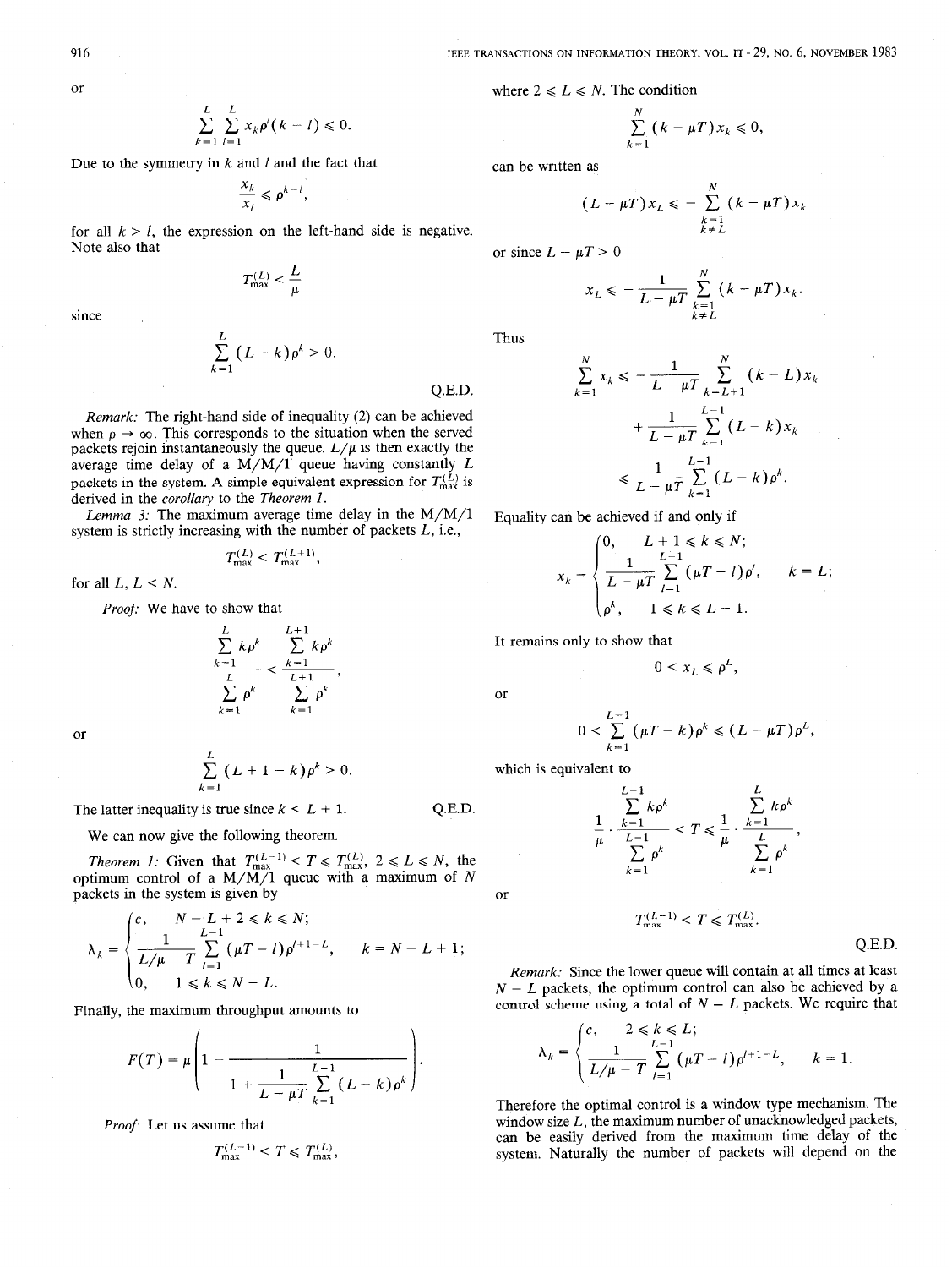or

$$\sum_{k=1}^{L} \sum_{l=1}^{L} x_k \rho^l (k-l) \leqslant 0.$$

Due to the symmetry in $k$ and $l$ and the fact that

$$\frac{x_k}{x_l} \leqslant \rho^{k-l},$$

for all $k > l$, the expression on the left-hand side is negative. Note also that

$$T_{\max}^{(L)} < \frac{L}{\mu}$$

since

$$\sum_{k=1}^{L} (L-k)\rho^k > 0.$$

Q.E.D.

*Remark:* The right-hand side of inequality (2) can be achieved when $\rho \to \infty$. This corresponds to the situation when the served packets rejoin instantaneously the queue. $L/\mu$ is then exactly the average time delay of a M/M/1 queue having constantly $L$ packets in the system. A simple equivalent expression for $T_{\max}^{(L)}$ is derived in the *corollary* to the *Theorem 1*.

*Lemma 3:* The maximum average time delay in the M/M/1 system is strictly increasing with the number of packets $L$, i.e.,

$$T_{\max}^{(L)} < T_{\max}^{(L+1)},$$

for all $L$, $L < N$.

*Proof:* We have to show that

$$\frac{\sum_{k=1}^{L} k\rho^k}{\sum_{k=1}^{L} \rho^k} < \frac{\sum_{k=1}^{L+1} k\rho^k}{\sum_{k=1}^{L+1} \rho^k},$$

or

$$\sum_{k=1}^{L} (L+1-k)\rho^k > 0.$$

The latter inequality is true since $k < L + 1$. Q.E.D.

We can now give the following theorem.

*Theorem 1:* Given that $T_{\max}^{(L-1)} < T \leqslant T_{\max}^{(L)}$, $2 \leqslant L \leqslant N$, the optimum control of a M/M/1 queue with a maximum of $N$ packets in the system is given by

$$\lambda_k = \begin{cases} c, & N-L+2 \leqslant k \leqslant N; \\ \dfrac{1}{L/\mu - T} \displaystyle\sum_{l=1}^{L-1} (\mu T - l)\rho^{l+1-L}, & k = N-L+1; \\ 0, & 1 \leqslant k \leqslant N-L. \end{cases}$$

Finally, the maximum throughput amounts to

$$F(T) = \mu\left(1 - \frac{1}{1 + \dfrac{1}{L-\mu T}\displaystyle\sum_{k=1}^{L-1}(L-k)\rho^k}\right).$$

*Proof:* Let us assume that

$$T_{\max}^{(L-1)} < T \leqslant T_{\max}^{(L)},$$

where $2 \leqslant L \leqslant N$. The condition

$$\sum_{k=1}^{N} (k - \mu T)x_k \leqslant 0,$$

can be written as

$$(L - \mu T)x_L \leqslant -\sum_{\substack{k=1 \\ k \neq L}}^{N} (k - \mu T)x_k$$

or since $L - \mu T > 0$

$$x_L \leqslant -\frac{1}{L - \mu T}\sum_{\substack{k=1 \\ k \neq L}}^{N} (k - \mu T)x_k.$$

Thus

$$\sum_{k=1}^{N} x_k \leqslant -\frac{1}{L-\mu T}\sum_{k=L+1}^{N}(k-L)x_k + \frac{1}{L-\mu T}\sum_{k=1}^{L-1}(L-k)x_k \leqslant \frac{1}{L-\mu T}\sum_{k=1}^{L-1}(L-k)\rho^k.$$

Equality can be achieved if and only if

$$x_k = \begin{cases} 0, & L+1 \leqslant k \leqslant N; \\ \dfrac{1}{L-\mu T}\displaystyle\sum_{l=1}^{L-1}(\mu T - l)\rho^l, & k = L; \\ \rho^k, & 1 \leqslant k \leqslant L-1. \end{cases}$$

It remains only to show that

$$0 < x_L \leqslant \rho^L,$$

or

$$0 < \sum_{k=1}^{L-1} (\mu T - k)\rho^k \leqslant (L - \mu T)\rho^L,$$

which is equivalent to

$$\frac{1}{\mu} \cdot \frac{\sum_{k=1}^{L-1} k\rho^k}{\sum_{k=1}^{L-1} \rho^k} < T \leqslant \frac{1}{\mu} \cdot \frac{\sum_{k=1}^{L} k\rho^k}{\sum_{k=1}^{L} \rho^k},$$

or

$$T_{\max}^{(L-1)} < T \leqslant T_{\max}^{(L)}.$$

Q.E.D.

*Remark:* Since the lower queue will contain at all times at least $N - L$ packets, the optimum control can also be achieved by a control scheme using a total of $N = L$ packets. We require that

$$\lambda_k = \begin{cases} c, & 2 \leqslant k \leqslant L; \\ \dfrac{1}{L/\mu - T}\displaystyle\sum_{l=1}^{L-1}(\mu T - l)\rho^{l+1-L}, & k = 1. \end{cases}$$

Therefore the optimal control is a window type mechanism. The window size $L$, the maximum number of unacknowledged packets, can be easily derived from the maximum time delay of the system. Naturally the number of packets will depend on the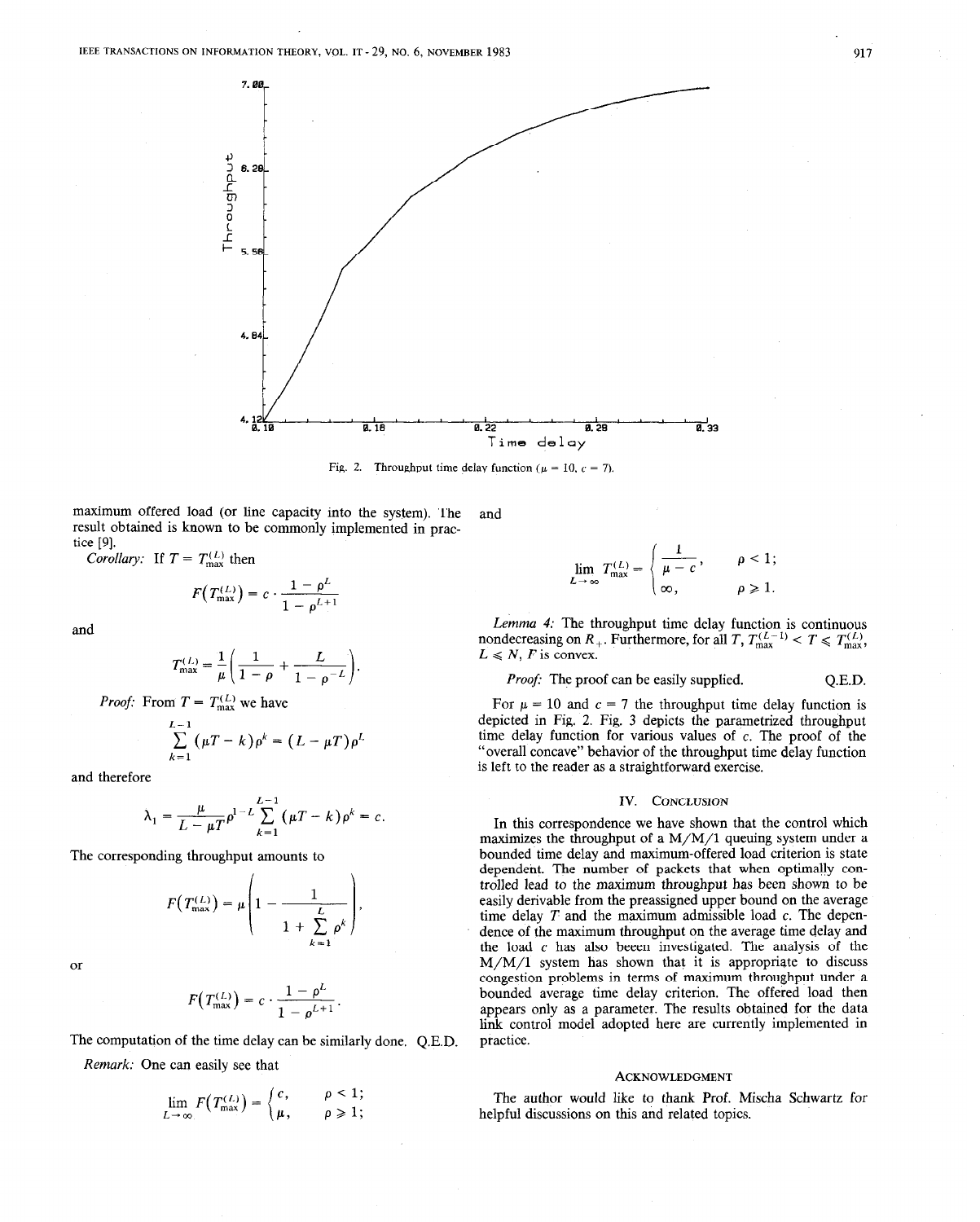Fig. 2. Throughput time delay function ($\mu = 10$, $c = 7$).

maximum offered load (or line capacity into the system). The result obtained is known to be commonly implemented in practice [9].

*Corollary:* If $T = T_{\max}^{(L)}$ then

$$F(T_{\max}^{(L)}) = c \cdot \frac{1 - \rho^L}{1 - \rho^{L+1}}$$

and

$$T_{\max}^{(L)} = \frac{1}{\mu}\left(\frac{1}{1-\rho} + \frac{L}{1 - \rho^{-L}}\right).$$

*Proof:* From $T = T_{\max}^{(L)}$ we have

$$\sum_{k=1}^{L-1} (\mu T - k)\rho^k = (L - \mu T)\rho^L$$

and therefore

$$\lambda_1 = \frac{\mu}{L - \mu T}\rho^{1-L} \sum_{k=1}^{L-1} (\mu T - k)\rho^k = c.$$

The corresponding throughput amounts to

$$F(T_{\max}^{(L)}) = \mu\left(1 - \frac{1}{1 + \sum_{k=1}^{L} \rho^k}\right),$$

or

$$F(T_{\max}^{(L)}) = c \cdot \frac{1 - \rho^L}{1 - \rho^{L+1}}.$$

The computation of the time delay can be similarly done. Q.E.D.

*Remark:* One can easily see that

$$\lim_{L \to \infty} F(T_{\max}^{(L)}) = \begin{cases} c, & \rho < 1; \\ \mu, & \rho \geq 1; \end{cases}$$

and

$$\lim_{L \to \infty} T_{\max}^{(L)} = \begin{cases} \dfrac{1}{\mu - c}, & \rho < 1; \\ \infty, & \rho \geq 1. \end{cases}$$

*Lemma 4:* The throughput time delay function is continuous nondecreasing on $R_+$. Furthermore, for all $T$, $T_{\max}^{(L-1)} < T \leq T_{\max}^{(L)}$, $L \leq N$, $F$ is convex.

*Proof:* The proof can be easily supplied. Q.E.D.

For $\mu = 10$ and $c = 7$ the throughput time delay function is depicted in Fig. 2. Fig. 3 depicts the parametrized throughput time delay function for various values of $c$. The proof of the "overall concave" behavior of the throughput time delay function is left to the reader as a straightforward exercise.

## IV. Conclusion

In this correspondence we have shown that the control which maximizes the throughput of a M/M/1 queuing system under a bounded time delay and maximum-offered load criterion is state dependent. The number of packets that when optimally controlled lead to the maximum throughput has been shown to be easily derivable from the preassigned upper bound on the average time delay $T$ and the maximum admissible load $c$. The dependence of the maximum throughput on the average time delay and the load $c$ has also been investigated. The analysis of the M/M/1 system has shown that it is appropriate to discuss congestion problems in terms of maximum throughput under a bounded average time delay criterion. The offered load then appears only as a parameter. The results obtained for the data link control model adopted here are currently implemented in practice.

### Acknowledgment

The author would like to thank Prof. Mischa Schwartz for helpful discussions on this and related topics.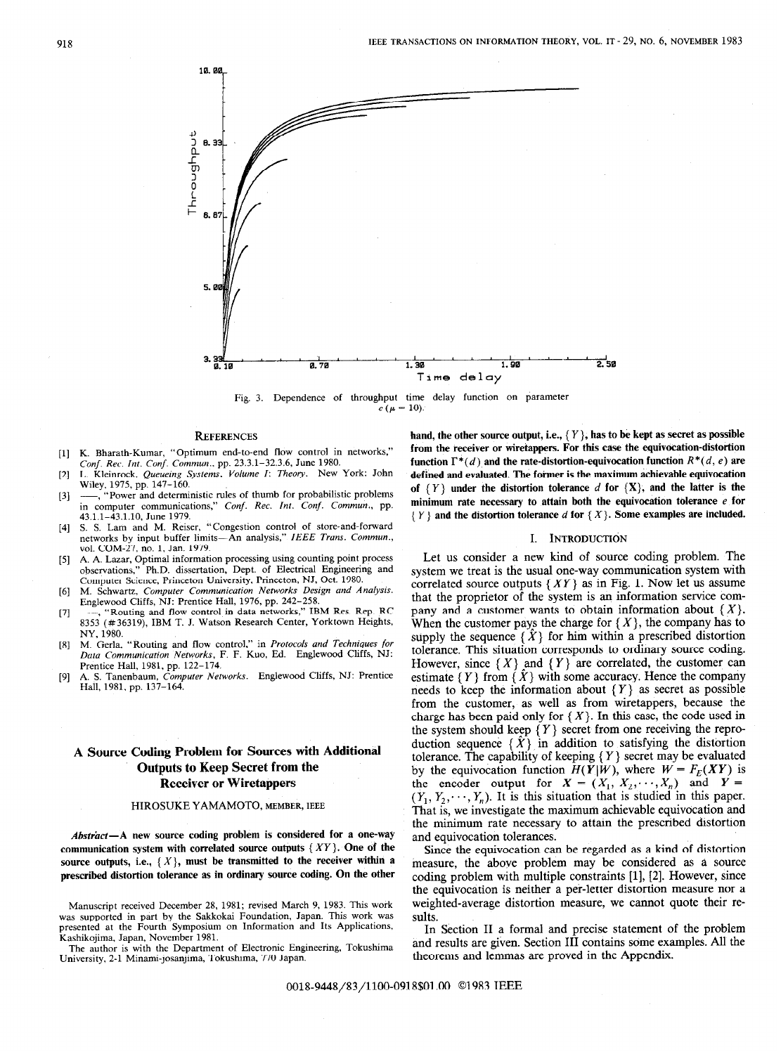10.00

8.33

6.67

5.00

3.33

0.10

0.70

1.30

1.90

2.50

Throughput

Time delay

Fig. 3. Dependence of throughput time delay function on parameter $c$ ($\mu = 10$).

## References

[1] K. Bharath-Kumar, "Optimum end-to-end flow control in networks," *Conf. Rec. Int. Conf. Commun.*, pp. 23.3.1–32.3.6, June 1980.

[2] L. Kleinrock, *Queueing Systems. Volume I: Theory.* New York: John Wiley, 1975, pp. 147–160.

[3] ——, "Power and deterministic rules of thumb for probabilistic problems in computer communications," *Conf. Rec. Int. Conf. Commun.*, pp. 43.1.1–43.1.10, June 1979.

[4] S. S. Lam and M. Reiser, "Congestion control of store-and-forward networks by input buffer limits—An analysis," *IEEE Trans. Commun.*, vol. COM-27, no. 1, Jan. 1979.

[5] A. A. Lazar, Optimal information processing using counting point process observations," Ph.D. dissertation, Dept. of Electrical Engineering and Computer Science, Princeton University, Princeton, NJ, Oct. 1980.

[6] M. Schwartz, *Computer Communication Networks Design and Analysis.* Englewood Cliffs, NJ: Prentice Hall, 1976, pp. 242–258.

[7] ——, "Routing and flow control in data networks," IBM Res. Rep. RC 8353 (#36319), IBM T. J. Watson Research Center, Yorktown Heights, NY, 1980.

[8] M. Gerla, "Routing and flow control," in *Protocols and Techniques for Data Communication Networks*, F. F. Kuo, Ed. Englewood Cliffs, NJ: Prentice Hall, 1981, pp. 122–174.

[9] A. S. Tanenbaum, *Computer Networks.* Englewood Cliffs, NJ: Prentice Hall, 1981, pp. 137–164.

# A Source Coding Problem for Sources with Additional Outputs to Keep Secret from the Receiver or Wiretappers

HIROSUKE YAMAMOTO, MEMBER, IEEE

***Abstract*—A new source coding problem is considered for a one-way communication system with correlated source outputs $\{XY\}$. One of the source outputs, i.e., $\{X\}$, must be transmitted to the receiver within a prescribed distortion tolerance as in ordinary source coding. On the other hand, the other source output, i.e., $\{Y\}$, has to be kept as secret as possible from the receiver or wiretappers. For this case the equivocation-distortion function $\Gamma^*(d)$ and the rate-distortion-equivocation function $R^*(d, e)$ are defined and evaluated. The former is the maximum achievable equivocation of $\{Y\}$ under the distortion tolerance $d$ for $\{X\}$, and the latter is the minimum rate necessary to attain both the equivocation tolerance $e$ for $\{Y\}$ and the distortion tolerance $d$ for $\{X\}$. Some examples are included.**

Manuscript received December 28, 1981; revised March 9, 1983. This work was supported in part by the Sakkokai Foundation, Japan. This work was presented at the Fourth Symposium on Information and Its Applications, Kashikojima, Japan, November 1981.

The author is with the Department of Electronic Engineering, Tokushima University, 2-1 Minami-josanjima, Tokushima, 770 Japan.

## I. Introduction

Let us consider a new kind of source coding problem. The system we treat is the usual one-way communication system with correlated source outputs $\{XY\}$ as in Fig. 1. Now let us assume that the proprietor of the system is an information service company and a customer wants to obtain information about $\{X\}$. When the customer pays the charge for $\{X\}$, the company has to supply the sequence $\{\hat{X}\}$ for him within a prescribed distortion tolerance. This situation corresponds to ordinary source coding. However, since $\{X\}$ and $\{Y\}$ are correlated, the customer can estimate $\{Y\}$ from $\{\hat{X}\}$ with some accuracy. Hence the company needs to keep the information about $\{Y\}$ as secret as possible from the customer, as well as from wiretappers, because the charge has been paid only for $\{X\}$. In this case, the code used in the system should keep $\{Y\}$ secret from one receiving the reproduction sequence $\{\hat{X}\}$ in addition to satisfying the distortion tolerance. The capability of keeping $\{Y\}$ secret may be evaluated by the equivocation function $H(Y|W)$, where $W = F_E(XY)$ is the encoder output for $X = (X_1, X_2, \cdots, X_n)$ and $Y = (Y_1, Y_2, \cdots, Y_n)$. It is this situation that is studied in this paper. That is, we investigate the maximum achievable equivocation and the minimum rate necessary to attain the prescribed distortion and equivocation tolerances.

Since the equivocation can be regarded as a kind of distortion measure, the above problem may be considered as a source coding problem with multiple constraints [1], [2]. However, since the equivocation is neither a per-letter distortion measure nor a weighted-average distortion measure, we cannot quote their results.

In Section II a formal and precise statement of the problem and results are given. Section III contains some examples. All the theorems and lemmas are proved in the Appendix.

0018-9448/83/1100-0918$01.00 ©1983 IEEE